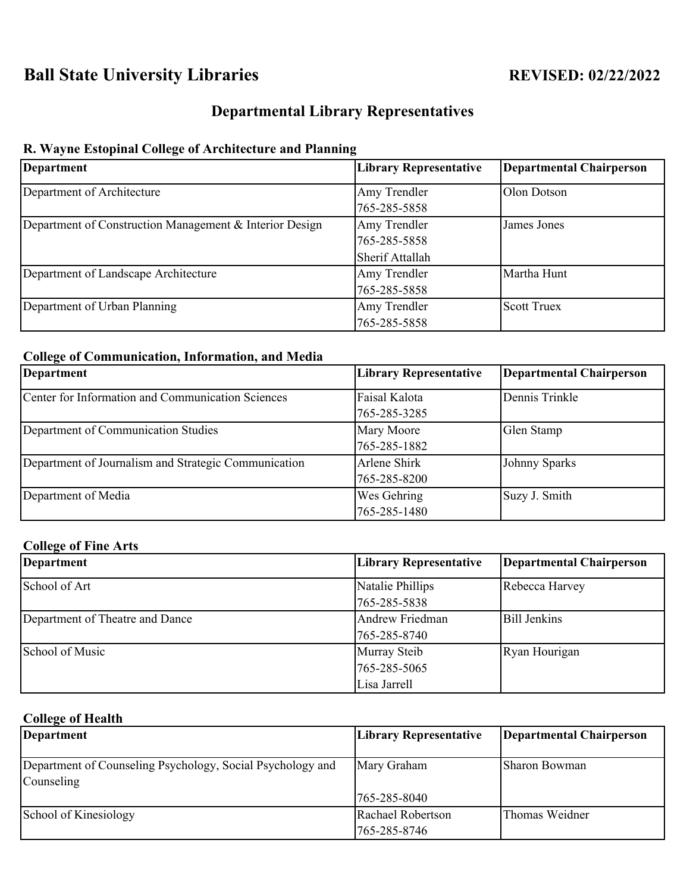# Ball State University Libraries

**REVISED: 02/22/2022**

## Departmental Library Representatives

### R. Wayne Estopinal College of Architecture and Planning

| Department | Library Representative | Departmental Chairperson |
|---|---|---|
| Department of Architecture | Amy Trendler<br>765-285-5858 | Olon Dotson |
| Department of Construction Management & Interior Design | Amy Trendler<br>765-285-5858<br>Sherif Attallah | James Jones |
| Department of Landscape Architecture | Amy Trendler<br>765-285-5858 | Martha Hunt |
| Department of Urban Planning | Amy Trendler<br>765-285-5858 | Scott Truex |

### College of Communication, Information, and Media

| Department | Library Representative | Departmental Chairperson |
|---|---|---|
| Center for Information and Communication Sciences | Faisal Kalota<br>765-285-3285 | Dennis Trinkle |
| Department of Communication Studies | Mary Moore<br>765-285-1882 | Glen Stamp |
| Department of Journalism and Strategic Communication | Arlene Shirk<br>765-285-8200 | Johnny Sparks |
| Department of Media | Wes Gehring<br>765-285-1480 | Suzy J. Smith |

### College of Fine Arts

| Department | Library Representative | Departmental Chairperson |
|---|---|---|
| School of Art | Natalie Phillips<br>765-285-5838 | Rebecca Harvey |
| Department of Theatre and Dance | Andrew Friedman<br>765-285-8740 | Bill Jenkins |
| School of Music | Murray Steib<br>765-285-5065<br>Lisa Jarrell | Ryan Hourigan |

### College of Health

| Department | Library Representative | Departmental Chairperson |
|---|---|---|
| Department of Counseling Psychology, Social Psychology and Counseling | Mary Graham<br>765-285-8040 | Sharon Bowman |
| School of Kinesiology | Rachael Robertson<br>765-285-8746 | Thomas Weidner |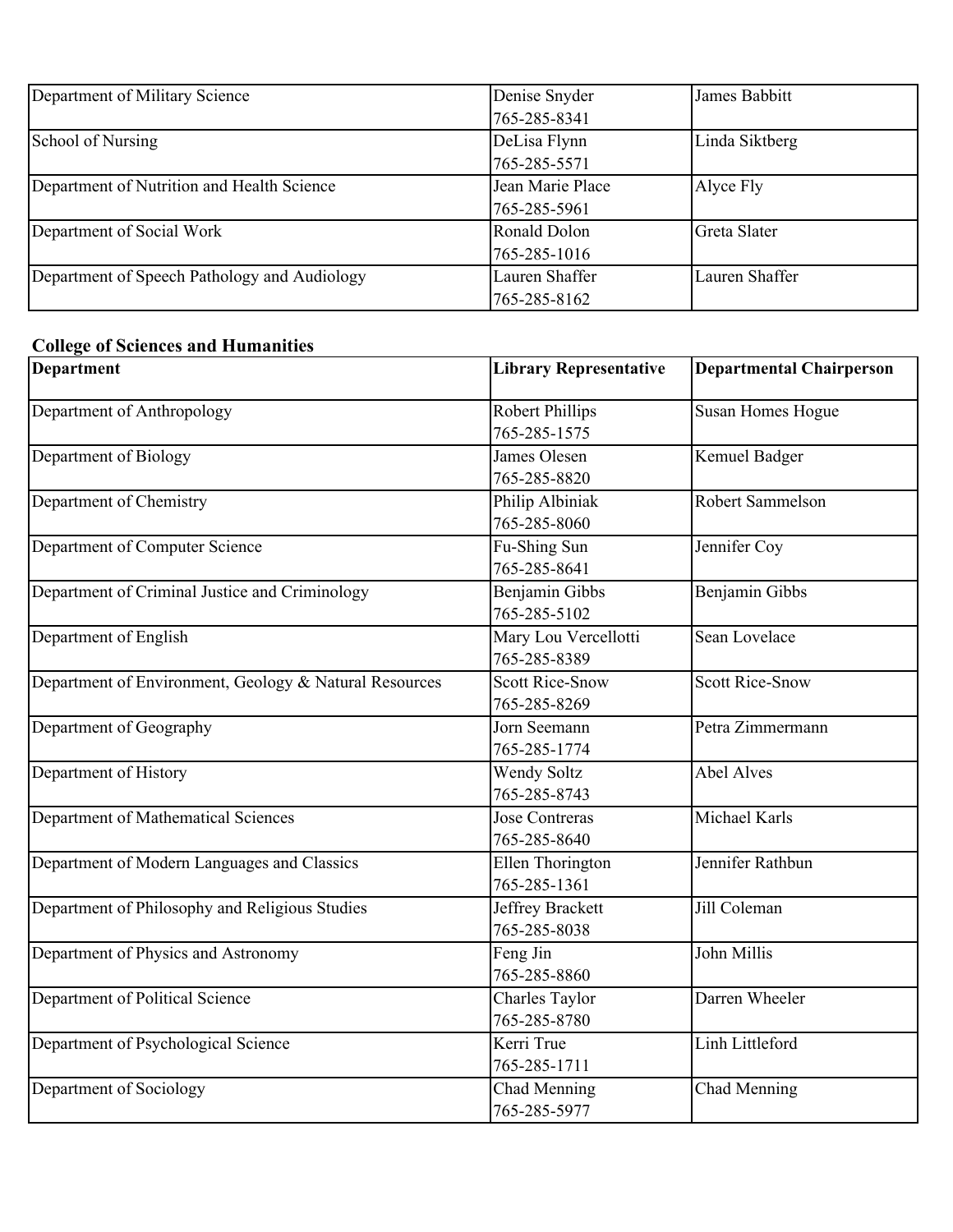| | | |
|---|---|---|
| Department of Military Science | Denise Snyder<br>765-285-8341 | James Babbitt |
| School of Nursing | DeLisa Flynn<br>765-285-5571 | Linda Siktberg |
| Department of Nutrition and Health Science | Jean Marie Place<br>765-285-5961 | Alyce Fly |
| Department of Social Work | Ronald Dolon<br>765-285-1016 | Greta Slater |
| Department of Speech Pathology and Audiology | Lauren Shaffer<br>765-285-8162 | Lauren Shaffer |

**College of Sciences and Humanities**

| Department | Library Representative | Departmental Chairperson |
|---|---|---|
| Department of Anthropology | Robert Phillips<br>765-285-1575 | Susan Homes Hogue |
| Department of Biology | James Olesen<br>765-285-8820 | Kemuel Badger |
| Department of Chemistry | Philip Albiniak<br>765-285-8060 | Robert Sammelson |
| Department of Computer Science | Fu-Shing Sun<br>765-285-8641 | Jennifer Coy |
| Department of Criminal Justice and Criminology | Benjamin Gibbs<br>765-285-5102 | Benjamin Gibbs |
| Department of English | Mary Lou Vercellotti<br>765-285-8389 | Sean Lovelace |
| Department of Environment, Geology & Natural Resources | Scott Rice-Snow<br>765-285-8269 | Scott Rice-Snow |
| Department of Geography | Jorn Seemann<br>765-285-1774 | Petra Zimmermann |
| Department of History | Wendy Soltz<br>765-285-8743 | Abel Alves |
| Department of Mathematical Sciences | Jose Contreras<br>765-285-8640 | Michael Karls |
| Department of Modern Languages and Classics | Ellen Thorington<br>765-285-1361 | Jennifer Rathbun |
| Department of Philosophy and Religious Studies | Jeffrey Brackett<br>765-285-8038 | Jill Coleman |
| Department of Physics and Astronomy | Feng Jin<br>765-285-8860 | John Millis |
| Department of Political Science | Charles Taylor<br>765-285-8780 | Darren Wheeler |
| Department of Psychological Science | Kerri True<br>765-285-1711 | Linh Littleford |
| Department of Sociology | Chad Menning<br>765-285-5977 | Chad Menning |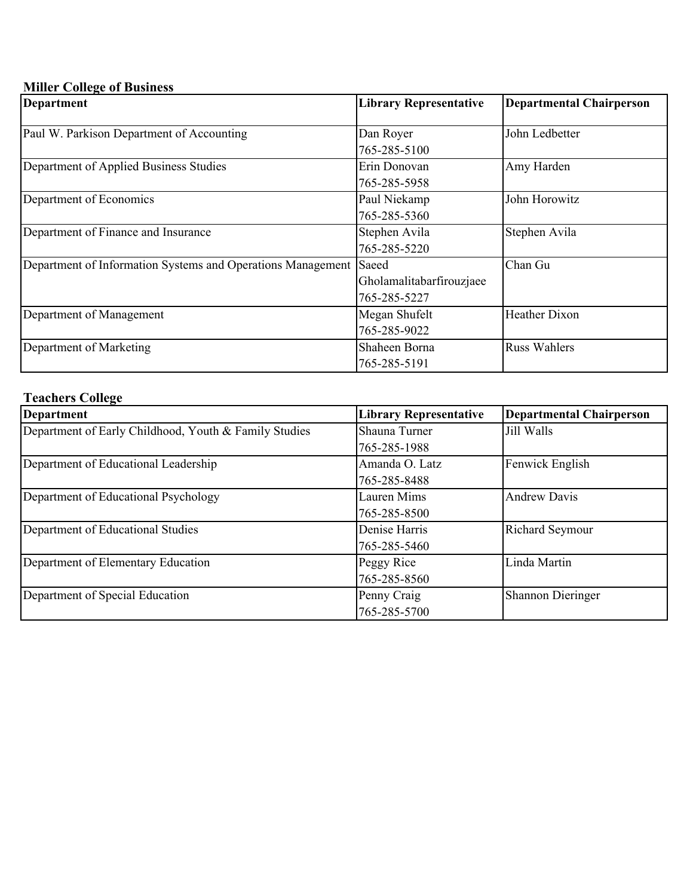**Miller College of Business**

| Department | Library Representative | Departmental Chairperson |
|---|---|---|
| Paul W. Parkison Department of Accounting | Dan Royer<br>765-285-5100 | John Ledbetter |
| Department of Applied Business Studies | Erin Donovan<br>765-285-5958 | Amy Harden |
| Department of Economics | Paul Niekamp<br>765-285-5360 | John Horowitz |
| Department of Finance and Insurance | Stephen Avila<br>765-285-5220 | Stephen Avila |
| Department of Information Systems and Operations Management | Saeed Gholamalitabarfirouzjaee<br>765-285-5227 | Chan Gu |
| Department of Management | Megan Shufelt<br>765-285-9022 | Heather Dixon |
| Department of Marketing | Shaheen Borna<br>765-285-5191 | Russ Wahlers |

**Teachers College**

| Department | Library Representative | Departmental Chairperson |
|---|---|---|
| Department of Early Childhood, Youth & Family Studies | Shauna Turner<br>765-285-1988 | Jill Walls |
| Department of Educational Leadership | Amanda O. Latz<br>765-285-8488 | Fenwick English |
| Department of Educational Psychology | Lauren Mims<br>765-285-8500 | Andrew Davis |
| Department of Educational Studies | Denise Harris<br>765-285-5460 | Richard Seymour |
| Department of Elementary Education | Peggy Rice<br>765-285-8560 | Linda Martin |
| Department of Special Education | Penny Craig<br>765-285-5700 | Shannon Dieringer |